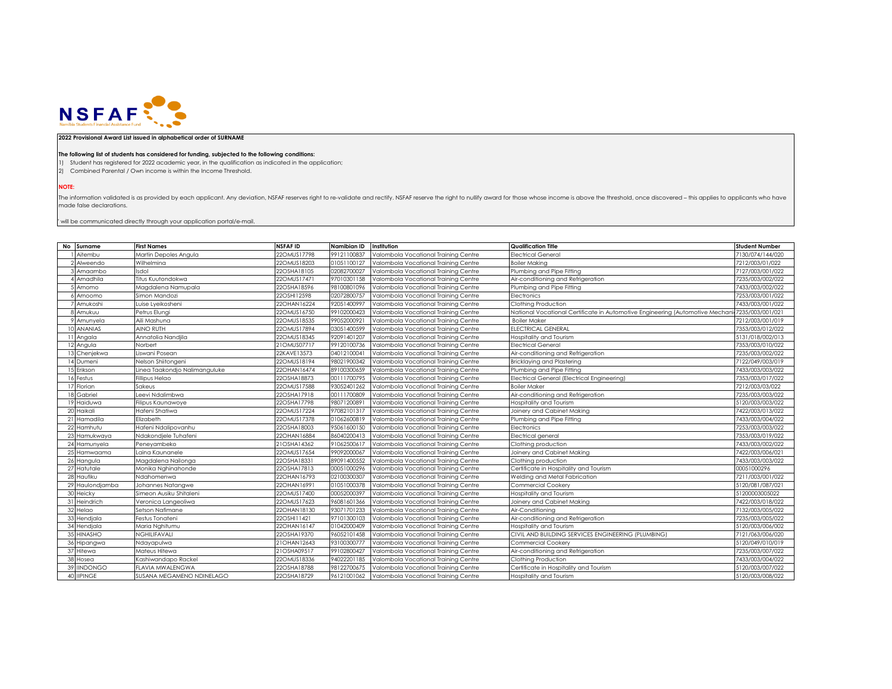**2022 Provisional Award List issued in alphabetical order of SURNAME**

**The following list of students has considered for funding, subjected to the following conditions:**

1) Student has registered for 2022 academic year, in the qualification as indicated in the application;
2) Combined Parental / Own income is within the Income Threshold.

**NOTE:**

The information validated is as provided by each applicant. Any deviation, NSFAF reserves right to re-validate and rectify. NSFAF reserve the right to nullify award for those whose income is above the threshold, once discovered – this applies to applicants who have made false declarations.

' will be communicated directly through your application portal/e-mail.

| No | Surname | First Names | NSFAF ID | Namibian ID | Institution | Qualification Title | Student Number |
|---|---|---|---|---|---|---|---|
| 1 | Aitembu | Martin Depoles Angula | 22OMUS17798 | 99121100837 | Valombola Vocational Training Centre | Electrical General | 7130/074/144/020 |
| 2 | Alweendo | Wilhelmina | 22OMUS18203 | 01051100127 | Valombola Vocational Training Centre | Boiler Making | 7212/003/01/022 |
| 3 | Amaambo | Isdol | 22OSHA18105 | 02082700027 | Valombola Vocational Training Centre | Plumbing and Pipe Fitting | 7127/003/001/022 |
| 4 | Amadhila | Titus Kuutondokwa | 22OMUS17471 | 97010301158 | Valombola Vocational Training Centre | Air-conditioning and Refrigeration | 7235/003/002/022 |
| 5 | Amomo | Magdalena Namupala | 22OSHA18596 | 98100801096 | Valombola Vocational Training Centre | Plumbing and Pipe Fitting | 7433/003/002/022 |
| 6 | Amoomo | Simon Mandozi | 22OSHI12598 | 02072800757 | Valombola Vocational Training Centre | Electronics | 7253/003/001/022 |
| 7 | Amukoshi | Luise Lyeikosheni | 22OHAN16224 | 92051400997 | Valombola Vocational Training Centre | Clothing Production | 7433/003/001/022 |
| 8 | Amukuu | Petrus Elungi | 22OMUS16750 | 99102000423 | Valombola Vocational Training Centre | National Vocational Certificate in Automotive Engineering (Automotive Mechani | 7235/003/001/021 |
| 9 | Amunyela | Aili Mashuna | 22OMUS18535 | 99052000921 | Valombola Vocational Training Centre | Boiler Maker | 7212/003/001/019 |
| 10 | ANANIAS | AINO RUTH | 22OMUS17894 | 03051400599 | Valombola Vocational Training Centre | ELECTRICAL GENERAL | 7353/003/012/022 |
| 11 | Angala | Annatolia Nandjila | 22OMUS18345 | 92091401207 | Valombola Vocational Training Centre | Hospitality and Tourism | 5131/018/002/013 |
| 12 | Angula | Norbert | 21OMUS07717 | 99120100736 | Valombola Vocational Training Centre | Electrical General | 7353/003/010/022 |
| 13 | Chenjekwa | Liswani Posean | 22KAVE13573 | 04012100041 | Valombola Vocational Training Centre | Air-conditioning and Refrigeration | 7235/003/002/022 |
| 14 | Dumeni | Nelson Shiitongeni | 22OMUS18194 | 98021900342 | Valombola Vocational Training Centre | Bricklaying and Plastering | 7122/049/003/019 |
| 15 | Erikson | Linea Taakondjo Nalimanguluke | 22OHAN16474 | 89100300659 | Valombola Vocational Training Centre | Plumbing and Pipe Fitting | 7433/003/003/022 |
| 16 | Festus | Fillipus Helao | 22OSHA18873 | 00111700795 | Valombola Vocational Training Centre | Electrical General (Electrical Engineering) | 7353/003/017/022 |
| 17 | Florian | Sakeus | 22OMUS17588 | 93052401262 | Valombola Vocational Training Centre | Boiler Maker | 7212/003/03/022 |
| 18 | Gabriel | Leevi Ndalimbwa | 22OSHA17918 | 00111700809 | Valombola Vocational Training Centre | Air-conditioning and Refrigeration | 7235/003/003/022 |
| 19 | Haiduwa | Filipus Kaunawoye | 22OSHA17798 | 98071200891 | Valombola Vocational Training Centre | Hospitality and Tourism | 5120/003/003/022 |
| 20 | Haikali | Hafeni Shatiwa | 22OMUS17224 | 97082101317 | Valombola Vocational Training Centre | Joinery and Cabinet Making | 7422/003/013/022 |
| 21 | Hamadila | Elizabeth | 22OMUS17378 | 01062600819 | Valombola Vocational Training Centre | Plumbing and Pipe Fitting | 7433/003/004/022 |
| 22 | Hamhutu | Hafeni Ndalipovanhu | 22OSHA18003 | 95061600150 | Valombola Vocational Training Centre | Electronics | 7253/003/003/022 |
| 23 | Hamukwaya | Ndakondjele Tuhafeni | 22OHAN16884 | 86040200413 | Valombola Vocational Training Centre | Electrical general | 7353/003/019/022 |
| 24 | Hamunyela | Peneyambeko | 21OSHA14362 | 91062500617 | Valombola Vocational Training Centre | Clothing production | 7433/003/002/022 |
| 25 | Hamwaama | Laina Kaunanele | 22OMUS17654 | 99092000067 | Valombola Vocational Training Centre | Joinery and Cabinet Making | 7422/003/006/021 |
| 26 | Hangula | Magdalena Nailonga | 22OSHA18331 | 89091400552 | Valombola Vocational Training Centre | Clothing production | 7433/003/003/022 |
| 27 | Hatutale | Monika Nghinahonde | 22OSHA17813 | 00051000296 | Valombola Vocational Training Centre | Certificate in Hospitality and Tourism | 00051000296 |
| 28 | Haufiku | Ndahomenwa | 22OHAN16793 | 02100300307 | Valombola Vocational Training Centre | Welding and Metal Fabrication | 7211/003/001/022 |
| 29 | Haulondjamba | Johannes Natangwe | 22OHAN16991 | 01051000378 | Valombola Vocational Training Centre | Commercial Cookery | 5120/081/087/021 |
| 30 | Heicky | Simeon Ausiku Shitaleni | 22OMUS17400 | 00052000397 | Valombola Vocational Training Centre | Hospitality and Tourism | 51200003005022 |
| 31 | Heindrich | Veronica Langeoliwa | 22OMUS17623 | 96081601366 | Valombola Vocational Training Centre | Joinery and Cabinet Making | 7422/003/018/022 |
| 32 | Helao | Setson Nafimane | 22OHAN18130 | 93071701233 | Valombola Vocational Training Centre | Air-Conditioning | 7132/003/005/022 |
| 33 | Hendjala | Festus Tonateni | 22OSHI11421 | 97101300103 | Valombola Vocational Training Centre | Air-conditioning and Refrigeration | 7235/003/005/022 |
| 34 | Hendjala | Maria Nghitumu | 22OHAN16147 | 01042000409 | Valombola Vocational Training Centre | Hospitality and Tourism | 5120/003/006/002 |
| 35 | HINASHO | NGHILIFAVALI | 22OSHA19370 | 96052101458 | Valombola Vocational Training Centre | CIVIL AND BUILDING SERVICES ENGINEERING (PLUMBING) | 7121/063/006/020 |
| 36 | Hipangwa | Ndayapulwa | 21OHAN12643 | 93100300777 | Valombola Vocational Training Centre | Commercial Cookery | 5120/049/010/019 |
| 37 | Hitewa | Mateus Hitewa | 21OSHA09517 | 99102800427 | Valombola Vocational Training Centre | Air-conditioning and Refrigeration | 7235/003/007/022 |
| 38 | Hosea | Kashiwandapo Rackel | 22OMUS18336 | 94022201185 | Valombola Vocational Training Centre | Clothing Production | 7433/003/004/022 |
| 39 | IINDONGO | FLAVIA MWALENGWA | 22OSHA18788 | 98122700675 | Valombola Vocational Training Centre | Certificate in Hospitality and Tourism | 5120/003/007/022 |
| 40 | IIPINGE | SUSANA MEGAMENO NDINELAGO | 22OSHA18729 | 96121001062 | Valombola Vocational Training Centre | Hospitality and Tourism | 5120/003/008/022 |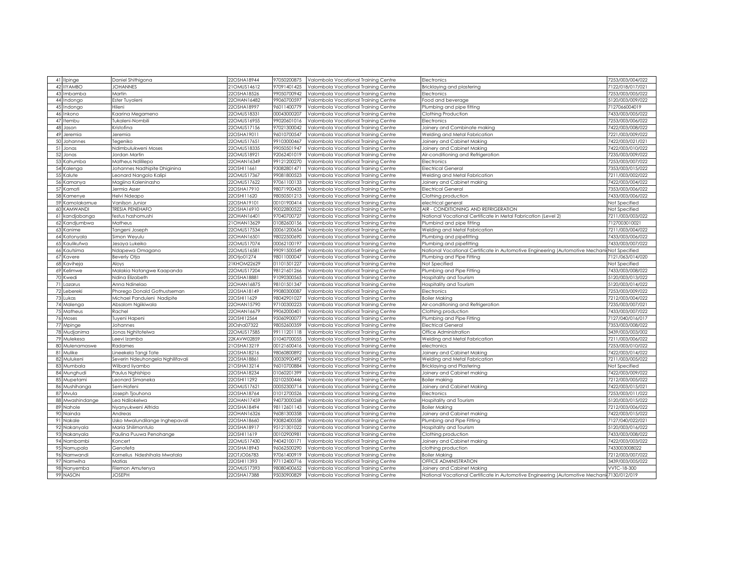| | | | | | | |
|---|---|---|---|---|---|---|
| 41 | Ilpinge | Daniel Shithigona | 22OSHA18944 | 97050200875 | Valombola Vocational Training Centre | Electronics | 7253/003/004/022 |
| 42 | IIYAMBO | JOHANNES | 21OMUS14612 | 97091401425 | Valombola Vocational Training Centre | Bricklaying and plastering | 7122/018/017/021 |
| 43 | Imbamba | Martin | 22OSHA18526 | 99050700942 | Valombola Vocational Training Centre | Electronics | 7253/003/005/022 |
| 44 | Indongo | Ester Tuyoleni | 22OHAN16482 | 99060700597 | Valombola Vocational Training Centre | Food and beverage | 5120/003/009/022 |
| 45 | Indongo | Hileni | 22OSHA18997 | 96011400779 | Valombola Vocational Training Centre | Plumbing and pipe fitting | 7127066004019 |
| 46 | Inkono | Kaarina Megameno | 22OMUS18331 | 00043000207 | Valombola Vocational Training Centre | Clothing Production | 7433/003/005/022 |
| 47 | Itembu | Tukaleni-Nombili | 22OMUS16955 | 99020601016 | Valombola Vocational Training Centre | Electronics | 7253/003/006/022 |
| 48 | Jason | Kristofina | 22OMUS17156 | 97021300042 | Valombola Vocational Training Centre | Joinery and Combinate making | 7422/003/008/022 |
| 49 | Jeremia | Jeremia | 22OSHA19011 | 96010700547 | Valombola Vocational Training Centre | Welding and Metal Fabrication | 7221/003/009/022 |
| 50 | Johannes | Tegeniko | 22OMUS17651 | 99103000467 | Valombola Vocational Training Centre | Joinery and Cabinet Making | 7422/003/021/021 |
| 51 | Jonas | Ndimbulukweni Moses | 22OMUS18335 | 99050501947 | Valombola Vocational Training Centre | Joinery and Cabinet Making | 7422/003/010/022 |
| 52 | Jonas | Jordan Martin | 22OMUS18921 | 92062401019 | Valombola Vocational Training Centre | Air-conditioning and Refrigeration | 7235/003/009/022 |
| 53 | Kahumba | Matheus Ndilllepo | 22OHAN16349 | 99121200270 | Valombola Vocational Training Centre | Electronics | 7253/003/007/022 |
| 54 | Kalenga | Johannes Nadhipite Dhiginina | 22OSHI11661 | 93082801471 | Valombola Vocational Training Centre | Electrical General | 7353/003/015/022 |
| 55 | Kalute | Leonard Nangolo Kalipi | 22OMUS17367 | 99081800523 | Valombola Vocational Training Centre | Welding and Metal Fabrication | 7211/003/002/022 |
| 56 | Kamanya | Magiina Kaleninasho | 22OMUS17622 | 97061100133 | Valombola Vocational Training Centre | Joinery and Cabinet making | 7422/003/004/022 |
| 57 | Kamati | Jermia Asser | 22OSHA17910 | 98071900435 | Valombola Vocational Training Centre | Electrical General | 7353/003/006/022 |
| 58 | Kamenye | Helvi Ndeapo | 22OSHI11620 | 98050501213 | Valombola Vocational Training Centre | Clothing production | 7433/003/006/022 |
| 59 | Kamotakamue | Vanilson Junior | 22OSHA19101 | 00101900414 | Valombola Vocational Training Centre | electrical general | Not Specified |
| 60 | KAMWANDI | TRESIA PENEHAFO | 22OSHA16910 | 90022800522 | Valombola Vocational Training Centre | AIR - CONDITIONING AND REFRIGERATION | Not Specified |
| 61 | kandjabanga | festus hashomushi | 22OHAN16401 | 97040700727 | Valombola Vocational Training Centre | National Vocational Certificate in Metal Fabrication (Level 2) | 7211/003/003/022 |
| 62 | Kandjumbwa | Matheus | 21OHAN13629 | 01082600156 | Valombola Vocational Training Centre | Plumbind and pipe fitting | 7127003010021 |
| 63 | Kanime | Tangeni Joseph | 22OMUS17534 | 00061200654 | Valombola Vocational Training Centre | Welding and Metal Fabrication | 7211/003/004/022 |
| 64 | Katonyala | Simon Weyulu | 22OHAN16501 | 98022500690 | Valombola Vocational Training Centre | Plumbing and pipefitting | 7433/003/006/022 |
| 65 | Kaulikufwa | Jesaya Lukeiko | 22OMUS17074 | 00062100197 | Valombola Vocational Training Centre | Plumbing and pipefitting | 7433/003/007/022 |
| 66 | Kautsima | Ndapewa Omagano | 22OMUS16581 | 99091500549 | Valombola Vocational Training Centre | National Vocational Certificate in Automotive Engineering (Automotive Mechani | Not Specified |
| 67 | Kavere | Beverly Otja | 20Otjo01274 | 98011000047 | Valombola Vocational Training Centre | Plumbing and Pipe Fitting | 7121/063/014/020 |
| 68 | Kaviheja | Aloys | 21KHOM22629 | 01101501227 | Valombola Vocational Training Centre | Not Specified | Not Specified |
| 69 | Kelimwe | Malakia Natangwe Kaapanda | 22OMUS17204 | 98121601266 | Valombola Vocational Training Centre | Plumbing and Pipe Fitting | 7433/003/008/022 |
| 70 | Kwedi | Ndina Elizabeth | 22OSHA18881 | 91090300565 | Valombola Vocational Training Centre | Hospitality and Tourism | 5120/003/013/022 |
| 71 | Lazarus | Anna Ndinelao | 22OHAN16875 | 98101501347 | Valombola Vocational Training Centre | Hospitality and Tourism | 5120/003/014/022 |
| 72 | Lebereki | Phorego Donald Gothustseman | 22OSHA18149 | 99080300087 | Valombola Vocational Training Centre | Electronics | 7253/003/009/022 |
| 73 | Lukas | Michael Panduleni Nadipite | 22OSHI11629 | 98042901027 | Valombola Vocational Training Centre | Boiler Making | 7212/003/004/022 |
| 74 | Malenga | Absalom Ngiikiwala | 22OHAN15790 | 97100300223 | Valombola Vocational Training Centre | Air-conditioning and Refrigeration | 7235/003/007/021 |
| 75 | Matheus | Rachel | 22OHAN16679 | 99062000401 | Valombola Vocational Training Centre | Clothing production | 7433/003/007/022 |
| 76 | Moses | Tuyeni Hapeni | 22OSHI12564 | 95060900077 | Valombola Vocational Training Centre | Plumbing and Pipe Fitting | 7127/040/016/017 |
| 77 | Mpinge | Johannes | 20Osha07322 | 98052600359 | Valombola Vocational Training Centre | Electrical General | 7353/003/008/022 |
| 78 | Mudjanima | Jonas Nghitotelwa | 22OMUS17585 | 99111201118 | Valombola Vocational Training Centre | Office Administration | 3439/003/003/002 |
| 79 | Mulekesa | Leevi Izamba | 22KAVW02859 | 01040700055 | Valombola Vocational Training Centre | Welding and Metal Fabrication | 7211/003/006/022 |
| 80 | Mulenamaswe | Radames | 21OSHA13219 | 00121600416 | Valombola Vocational Training Centre | electronics | 7253/003/010/022 |
| 81 | Mulike | Lineekela Tangi Tate | 22OSHA18216 | 98060800892 | Valombola Vocational Training Centre | Joinery and Cabinet Making | 7422/003/014/022 |
| 82 | Mulukeni | Severin Ndeuhongela Nghilifavali | 22OSHA18861 | 00030900492 | Valombola Vocational Training Centre | Welding and Metal Fabrication | 7211/003/005/022 |
| 83 | Mumbala | Wilbard Iiyambo | 21OSHA13214 | 96010700884 | Valombola Vocational Training Centre | Bricklaying and Plastering | Not Specified |
| 84 | Munghudi | Paulus Nghishipo | 22OSHA18234 | 01060201399 | Valombola Vocational Training Centre | Joinery and Cabinet making | 7422/003/009/022 |
| 85 | Mupetami | Leonard Simaneka | 22OSHI11292 | 02102500446 | Valombola Vocational Training Centre | Boiler making | 7212/003/005/022 |
| 86 | Mushihanga | Sem-Hafeni | 22OMUS17621 | 00052300714 | Valombola Vocational Training Centre | Joinery and Cabinet Making | 7422/003/015/021 |
| 87 | Mvula | Joseph Tjouhona | 22OSHA18764 | 01012700526 | Valombola Vocational Training Centre | Electronics | 7253/003/011/022 |
| 88 | Mwashindange | Lea Ndilokelwa | 22OHAN17459 | 94073000268 | Valombola Vocational Training Centre | Hospitality and Tourism | 5120/003/015/022 |
| 89 | Nahole | Nyanyukweni Alfrida | 22OSHA18494 | 98112601143 | Valombola Vocational Training Centre | Boiler Making | 7212/003/006/022 |
| 90 | Nainda | Andreas | 22OHAN16326 | 96081300358 | Valombola Vocational Training Centre | Joinery and Cabinet making | 7422/003/015/022 |
| 91 | Nakale | Usko Mwalundilange Inghepavali | 22OSHA18660 | 93082400558 | Valombola Vocational Training Centre | Plumbing and Pipe Fitting | 7127/040/022/021 |
| 92 | Nakanyala | Maria Shilimontulo | 22OSHA18917 | 95121301022 | Valombola Vocational Training Centre | Hospitality and Tourism | 5120/003/016/022 |
| 93 | Nakanyala | Paulina Puuwa Penohange | 22OSHI11619 | 00102900981 | Valombola Vocational Training Centre | Clothing production | 7433/003/008/022 |
| 94 | Nambambi | Koncert | 22OMUS17430 | 94042100171 | Valombola Vocational Training Centre | Joinery and Cabinet making | 7422/003/003/022 |
| 95 | Namupala | Genofefa | 22OSHA18943 | 96062500290 | Valombola Vocational Training Centre | clothing production | 7433003008022 |
| 96 | Namwandi | Kornelius Ndeshihala Mwatala | 22OTJO06783 | 97061400919 | Valombola Vocational Training Centre | Boiler Making | 7212/003/007/022 |
| 97 | Namwiha | Matias | 22OSHI11393 | 97112400716 | Valombola Vocational Training Centre | OFFICE ADMINISTRATION | 3439/003/005/022 |
| 98 | Nanyemba | Filemon Amutenya | 22OMUS17393 | 98080400652 | Valombola Vocational Training Centre | Joinery and Cabinet Making | VVTC-18-300 |
| 99 | NASON | JOSEPH | 22OSHA17388 | 95030900829 | Valombola Vocational Training Centre | National Vocational Certificate in Automotive Engineering (Automotive Mechani | 7130/012/019 |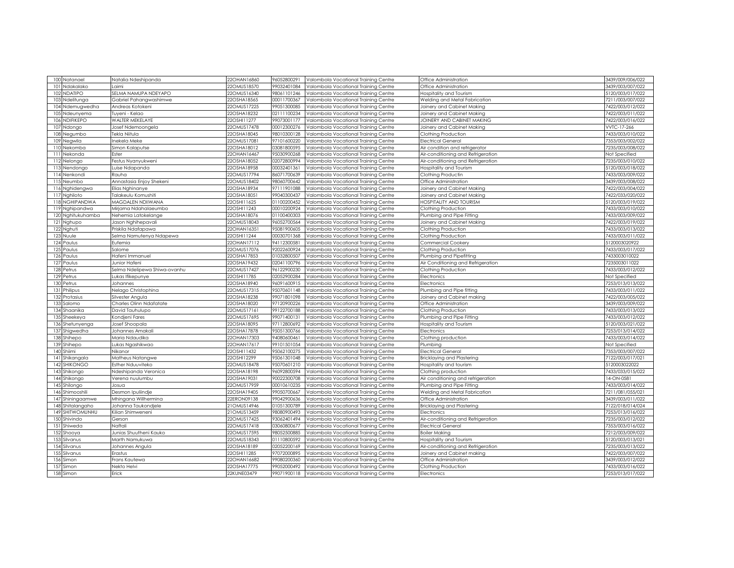| 100 | Natanael | Natalia Ndeshipanda | 22OHAN16860 | 96052800291 | Valombola Vocational Training Centre | Office Administration | 3439/009/006/022 |
|---|---|---|---|---|---|---|---|
| 101 | Ndakalako | Laimi | 22OMUS18570 | 99032401084 | Valombola Vocational Training Centre | Office Administration | 3439/003/007/022 |
| 102 | NDATIPO | SELMA NAMUPA NDEYAPO | 22OMUS16340 | 98061101246 | Valombola Vocational Training Centre | Hospitality and Tourism | 5120/003/017/022 |
| 103 | Ndelitunga | Gabriel Pahangwashimwe | 22OSHA18565 | 00011700367 | Valombola Vocational Training Centre | Welding and Metal Fabrication | 7211/003/007/022 |
| 104 | Ndemugwedha | Andreas Kotokeni | 22OMUS17225 | 99051300085 | Valombola Vocational Training Centre | Joinery and Cabinet Making | 7422/003/012/022 |
| 105 | Ndeunyema | Tuyeni - Kelao | 22OSHA18232 | 02111100234 | Valombola Vocational Training Centre | Joinery and Cabinet Making | 7422/003/011/022 |
| 106 | NDIFIKEPO | WALTER MEKELAYE | 22OSHI11277 | 99073001177 | Valombola Vocational Training Centre | JOINERY AND CABINET MAKING | 7422/003/016/022 |
| 107 | Ndongo | Josef Ndemoongela | 22OMUS17478 | 00012300276 | Valombola Vocational Training Centre | Joinery and Cabinet Making | VVTC-17-266 |
| 108 | Negumbo | Tekla Niitula | 22OSHA18045 | 98010300128 | Valombola Vocational Training Centre | Clothing Production | 7433/003/010/022 |
| 109 | Negwila | Inekela Meke | 22OMUS17081 | 97101600220 | Valombola Vocational Training Centre | Electrical General | 7353/003/002/022 |
| 110 | Nekomba | Simon Kalaputse | 22OSHA18012 | 03081800595 | Valombola Vocational Training Centre | Air condition and refrigerator | 7235/003/008/022 |
| 111 | Nekonda | Ester | 22OHAN16467 | 95030900268 | Valombola Vocational Training Centre | Air-conditioning and Refrigeration | Not Specified |
| 112 | Nelongo | Festus Nyanyukweni | 22OSHA18052 | 02072800994 | Valombola Vocational Training Centre | Air-conditioning and Refrigeration | 7235/003/010/022 |
| 113 | Nendongo | Luise Ndapanda | 22OSHA18958 | 00032401361 | Valombola Vocational Training Centre | Hospitality and Tourism | 5120/003/018/022 |
| 114 | Nenkondi | Rauha | 22OMUS17794 | 86071700639 | Valombola Vocational Training Centre | Clothing Productin | 7433/003/009/022 |
| 115 | Neumbo | Annastasia Enjoy Shekeni | 22OMUS18402 | 98060700642 | Valombola Vocational Training Centre | Office Administration | 3439/003/008/022 |
| 116 | Nghidengwa | Elias Nghinanye | 22OSHA18934 | 97111901088 | Valombola Vocational Training Centre | Joinery and Cabinet Making | 7422/003/004/022 |
| 117 | Nghiloto | Talakeulu Komushiti | 22OSHA18051 | 99040300437 | Valombola Vocational Training Centre | Joinery and Cabinet Making | 7422/033/020/022 |
| 118 | NGHIPANDWA | MAGDALEN NDIIWANA | 22OSHI11625 | 01100200452 | Valombola Vocational Training Centre | HOSPITALITY AND TOURISM | 5120/003/019/022 |
| 119 | Nghipandwa | Mirjama Ndahalaeumbo | 22OSHI11243 | 00010200924 | Valombola Vocational Training Centre | Clothing Production | 7433/003/010/022 |
| 120 | Nghitukuhamba | Nehemia Latokelange | 22OSHA18076 | 01100400303 | Valombola Vocational Training Centre | Plumbing and Pipe Fitting | 7433/003/009/022 |
| 121 | Nghupo | Jason Nghihepavali | 22OMUS18043 | 96052700564 | Valombola Vocational Training Centre | Joinery and Cabinet Making | 7422/003/019/022 |
| 122 | Nghuti | Priskila Ndafapawa | 22OHAN16351 | 95081900605 | Valombola Vocational Training Centre | Clothing Production | 7433/003/013/022 |
| 123 | Nuule | Selma Namutenya Ndapewa | 22OSHI11244 | 00030701368 | Valombola Vocational Training Centre | Clothing Production | 7433/003/011/022 |
| 124 | Paulus | Eufemia | 22OHAN17112 | 94112300581 | Valombola Vocational Training Centre | Commercial Cookery | 5120003020922 |
| 125 | Paulus | Salome | 22OMUS17076 | 92022600924 | Valombola Vocational Training Centre | Clothing Production | 7433/003/017/022 |
| 126 | Paulus | Hafeni Immanuel | 22OSHA17853 | 01032800507 | Valombola Vocational Training Centre | Plumbing and Pipefitting | 7433003010022 |
| 127 | Paulus | Junior Hafeni | 22OSHA19432 | 02041100796 | Valombola Vocational Training Centre | Air Conditioning and Refrigeration | 7235003011022 |
| 128 | Petrus | Selma Ndelipewa Shiwa-ovanhu | 22OMUS17427 | 96122900230 | Valombola Vocational Training Centre | Clothing Production | 7433/003/012/022 |
| 129 | Petrus | Lukas Ifikepunye | 22OSHI11785 | 02052900284 | Valombola Vocational Training Centre | Electronics | Not Specified |
| 130 | Petrus | Johannes | 22OSHA18940 | 96091600915 | Valombola Vocational Training Centre | Electronics | 7253/013/013/022 |
| 131 | Philipus | Nelago Christophina | 22OMUS17315 | 95070601148 | Valombola Vocational Training Centre | Plumbing and Pipe fitting | 7433/003/011/022 |
| 132 | Protasius | Silvester Angula | 22OSHA18238 | 99071801098 | Valombola Vocational Training Centre | Joinery and Cabinet making | 7422/003/005/022 |
| 133 | Salomo | Charles Olinn Ndafatate | 22OSHA18020 | 97120900226 | Valombola Vocational Training Centre | Office Administration | 3439/003/009/022 |
| 134 | Shaanika | David Tauhulupo | 22OMUS17161 | 99122700188 | Valombola Vocational Training Centre | Clothing Production | 7433/003/013/022 |
| 135 | Sheekeya | Kondjeni Fares | 22OMUS17695 | 99071400131 | Valombola Vocational Training Centre | Plumbing and Pipe Fitting | 7433/003/012/022 |
| 136 | Shetunyenga | Josef Shoopala | 22OSHA18095 | 97112800692 | Valombola Vocational Training Centre | Hospitality and Tourism | 5120/003/021/022 |
| 137 | Shigwedha | Johannes Amakali | 22OSHA17878 | 95051300766 | Valombola Vocational Training Centre | Electronics | 7253/013/014/022 |
| 138 | Shihepo | Maria Ndaudika | 22OHAN17303 | 94080600461 | Valombola Vocational Training Centre | Clothing production | 7433/003/014/022 |
| 139 | Shihepo | Lukas Ngashikwao | 22OHAN17617 | 99101501054 | Valombola Vocational Training Centre | Plumbing | Not Specified |
| 140 | Shiimi | Nikanor | 22OSHI11432 | 95062100275 | Valombola Vocational Training Centre | Electrical General | 7353/003/007/022 |
| 141 | Shikangala | Matheus Natangwe | 22OSHI12299 | 95061301048 | Valombola Vocational Training Centre | Bricklaying and Plastering | 7122/003/017/021 |
| 142 | SHIKONGO | Esther Nduuviteko | 22OMUS18478 | 95070601210 | Valombola Vocational Training Centre | Hospitality and tourism | 5120003022022 |
| 143 | Shikongo | Ndeshipanda Veronica | 22OSHA18198 | 96092800594 | Valombola Vocational Training Centre | Clothing production | 7433/033/015/022 |
| 144 | Shikongo | Verena nuulumbu | 22OSHA19031 | 90022300708 | Valombola Vocational Training Centre | Air conditioning and refrigeration | 14-ON-0581 |
| 145 | Shilongo | Josua | 22OMUS17959 | 00010610235 | Valombola Vocational Training Centre | Plumbing and Pipe Fitting | 7433/003/014/022 |
| 146 | Shimooshili | Desmon Ipuliindje | 22OSHA19405 | 99050700667 | Valombola Vocational Training Centre | Welding and Metal Fabrication | 7211/081/055/021 |
| 147 | Shiningaamwe | Mhingana Willhermina | 22ERON09138 | 99042900636 | Valombola Vocational Training Centre | Office Administration | 3439/003/011/022 |
| 148 | Shitalangaho | Johanna Taukondjele | 21OMUS14946 | 01051300789 | Valombola Vocational Training Centre | Bricklaying and Plastering | 7122/018/014/024 |
| 149 | SHITWOMUNHU | Kilian Shimweneni | 21OMUS13459 | 98080900493 | Valombola Vocational Training Centre | Electronics | 7253/013/016/022 |
| 150 | Shivindo | Gerson | 22OMUS17425 | 93062401494 | Valombola Vocational Training Centre | Air-conditioning and Refrigeration | 7235/003/012/022 |
| 151 | Shiweda | Naftali | 22OMUS17418 | 03060800677 | Valombola Vocational Training Centre | Electrical General | 7353/003/016/022 |
| 152 | Shooya | Junias Shuutheni Kauko | 22OMUS17595 | 98052500885 | Valombola Vocational Training Centre | Boiler Making | 7212/003/009/022 |
| 153 | Silvanus | Marth Namukuwa | 22OMUS18343 | 01110800592 | Valombola Vocational Training Centre | Hospitality and Tourism | 5120/003/013/021 |
| 154 | Silvanus | Johannes Angula | 22OSHA18189 | 02052200169 | Valombola Vocational Training Centre | Air-conditioning and Refrigeration | 7235/003/013/022 |
| 155 | Silvanus | Erastus | 22OSHI11285 | 97072000895 | Valombola Vocational Training Centre | Joinery and Cabinet making | 7422/003/007/022 |
| 156 | Simon | Frans Kautewa | 22OHAN16682 | 99080200360 | Valombola Vocational Training Centre | Office Administration | 3439/003/012/022 |
| 157 | Simon | Nekto Helvi | 22OSHA17775 | 99052000492 | Valombola Vocational Training Centre | Clothing Production | 7433/003/016/022 |
| 158 | Simon | Erick | 22KUNE03479 | 99071900118 | Valombola Vocational Training Centre | Electronics | 7253/013/017/022 |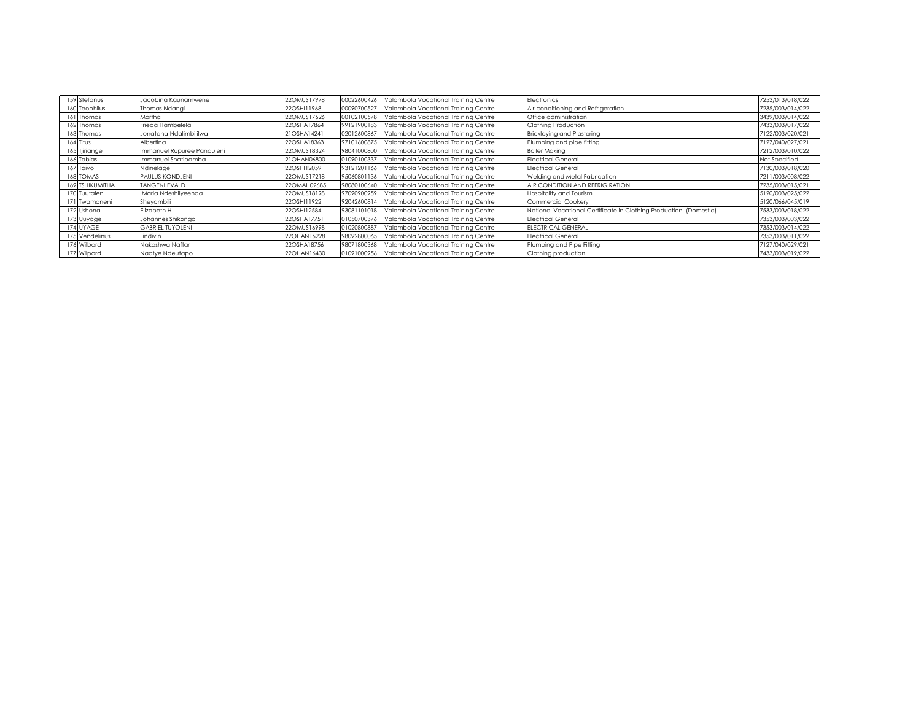| | | | | | | | |
|---|---|---|---|---|---|---|---|
| 159 | Stefanus | Jacobina Kaunamwene | 22OMUS17978 | 00022600426 | Valombola Vocational Training Centre | Electronics | 7253/013/018/022 |
| 160 | Teophilus | Thomas Ndangi | 22OSHI11968 | 00090700527 | Valombola Vocational Training Centre | Air-conditioning and Refrigeration | 7235/003/014/022 |
| 161 | Thomas | Martha | 22OMUS17626 | 00102100578 | Valombola Vocational Training Centre | Office administration | 3439/003/014/022 |
| 162 | Thomas | Frieda Hambelela | 22OSHA17864 | 99121900183 | Valombola Vocational Training Centre | Clothing Production | 7433/003/017/022 |
| 163 | Thomas | Jonatana Ndalimbililwa | 21OSHA14241 | 02012600867 | Valombola Vocational Training Centre | Bricklaying and Plastering | 7122/003/020/021 |
| 164 | Titus | Albertina | 22OSHA18363 | 97101600875 | Valombola Vocational Training Centre | Plumbing and pipe fitting | 7127/040/027/021 |
| 165 | Tjiriange | Immanuel Rupuree Panduleni | 22OMUS18324 | 98041000800 | Valombola Vocational Training Centre | Boiler Making | 7212/003/010/022 |
| 166 | Tobias | Immanuel Shatipamba | 21OHAN06800 | 01090100337 | Valombola Vocational Training Centre | Electrical General | Not Specified |
| 167 | Toivo | Ndinelage | 22OSHI12059 | 93121201166 | Valombola Vocational Training Centre | Electrical General | 7130/003/018/020 |
| 168 | TOMAS | PAULUS KONDJENI | 22OMUS17218 | 95060801136 | Valombola Vocational Training Centre | Welding and Metal Fabrication | 7211/003/008/022 |
| 169 | TSHIKUMITHA | TANGENI EVALD | 22OMAH02685 | 98080100640 | Valombola Vocational Training Centre | AIR CONDITION AND REFRIGIRATION | 7235/003/015/021 |
| 170 | Tuutaleni | Maria Ndeshilyeenda | 22OMUS18198 | 97090900959 | Valombola Vocational Training Centre | Hospitality and Tourism | 5120/003/025/022 |
| 171 | Twamoneni | Sheyombili | 22OSHI11922 | 92042600814 | Valombola Vocational Training Centre | Commercial Cookery | 5120/066/045/019 |
| 172 | Ushona | Elizabeth H | 22OSHI12584 | 93081101018 | Valombola Vocational Training Centre | National Vocational Certificate in Clothing Production (Domestic) | 7533/003/018/022 |
| 173 | Uuyage | Johannes Shikongo | 22OSHA17751 | 01050700376 | Valombola Vocational Training Centre | Electrical General | 7353/003/003/022 |
| 174 | UYAGE | GABRIEL TUYOLENI | 22OMUS16998 | 01020800887 | Valombola Vocational Training Centre | ELECTRICAL GENERAL | 7353/003/014/022 |
| 175 | Vendelinus | Lindivin | 22OHAN16228 | 98092800065 | Valombola Vocational Training Centre | Electrical General | 7353/003/011/022 |
| 176 | Wilbard | Nakashwa Naftar | 22OSHA18756 | 98071800368 | Valombola Vocational Training Centre | Plumbing and Pipe Fitting | 7127/040/029/021 |
| 177 | Wilpard | Naatye Ndeutapo | 22OHAN16430 | 01091000956 | Valombola Vocational Training Centre | Clothing production | 7433/003/019/022 |